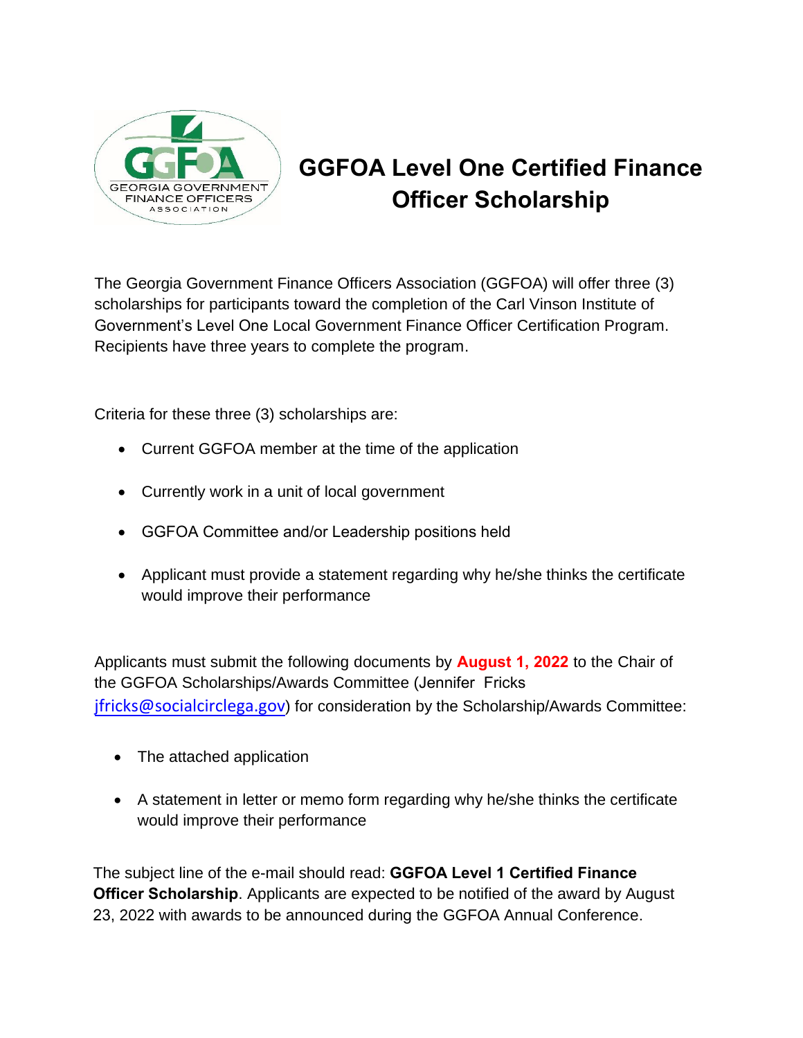# GGFOA Level One Certified Finance Officer Scholarship

The Georgia Government Finance Officers Association (GGFOA) will offer three (3) scholarships for participants toward the completion of the Carl Vinson Institute of Government's Level One Local Government Finance Officer Certification Program. Recipients have three years to complete the program.

Criteria for these three (3) scholarships are:

- Current GGFOA member at the time of the application
- Currently work in a unit of local government
- GGFOA Committee and/or Leadership positions held
- Applicant must provide a statement regarding why he/she thinks the certificate would improve their performance

Applicants must submit the following documents by **August 1, 2022** to the Chair of the GGFOA Scholarships/Awards Committee (Jennifer Fricks jfricks@socialcirclega.gov) for consideration by the Scholarship/Awards Committee:

- The attached application
- A statement in letter or memo form regarding why he/she thinks the certificate would improve their performance

The subject line of the e-mail should read: **GGFOA Level 1 Certified Finance Officer Scholarship**. Applicants are expected to be notified of the award by August 23, 2022 with awards to be announced during the GGFOA Annual Conference.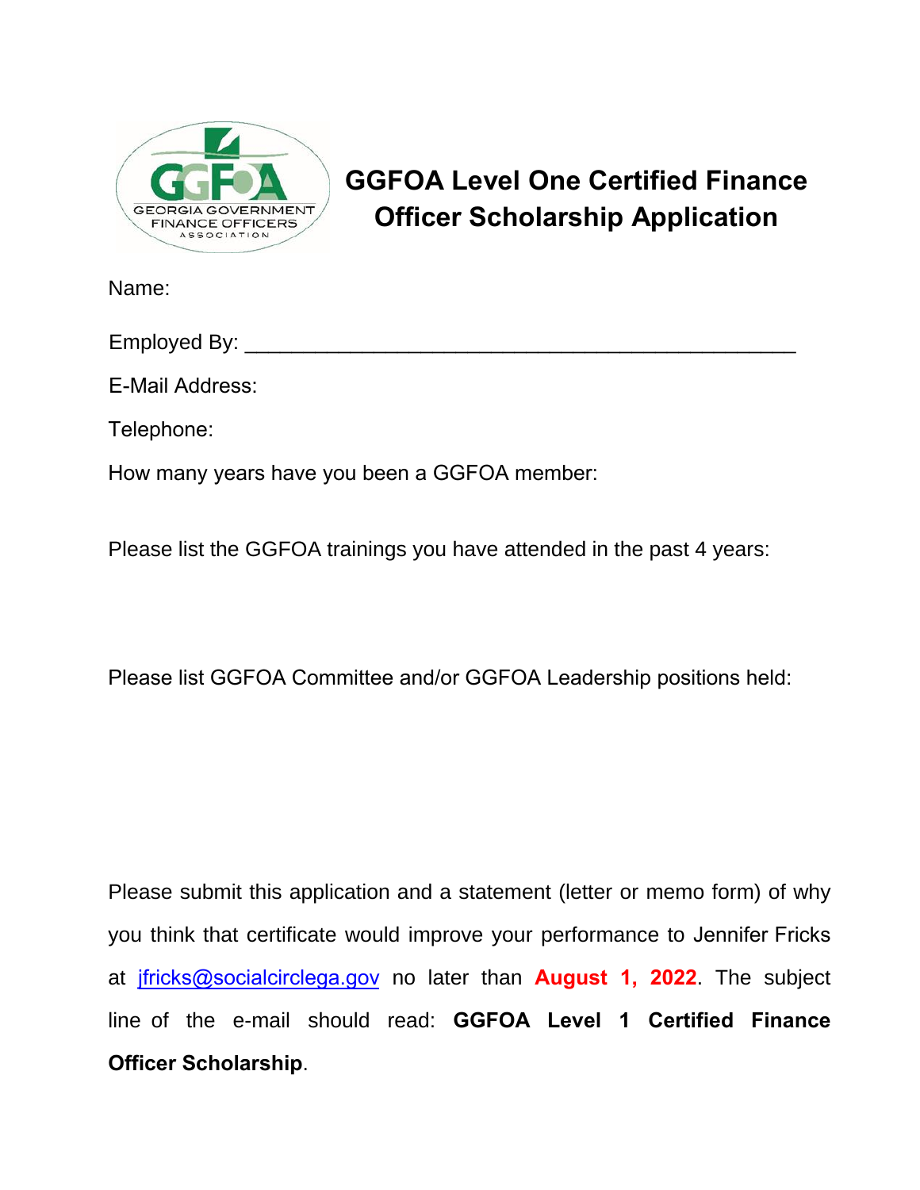# GGFOA Level One Certified Finance Officer Scholarship Application

Name:

Employed By: _____________________________________________

E-Mail Address:

Telephone:

How many years have you been a GGFOA member:

Please list the GGFOA trainings you have attended in the past 4 years:

Please list GGFOA Committee and/or GGFOA Leadership positions held:

Please submit this application and a statement (letter or memo form) of why you think that certificate would improve your performance to Jennifer Fricks at jfricks@socialcirclega.gov no later than **August 1, 2022**. The subject line of the e-mail should read: **GGFOA Level 1 Certified Finance Officer Scholarship**.